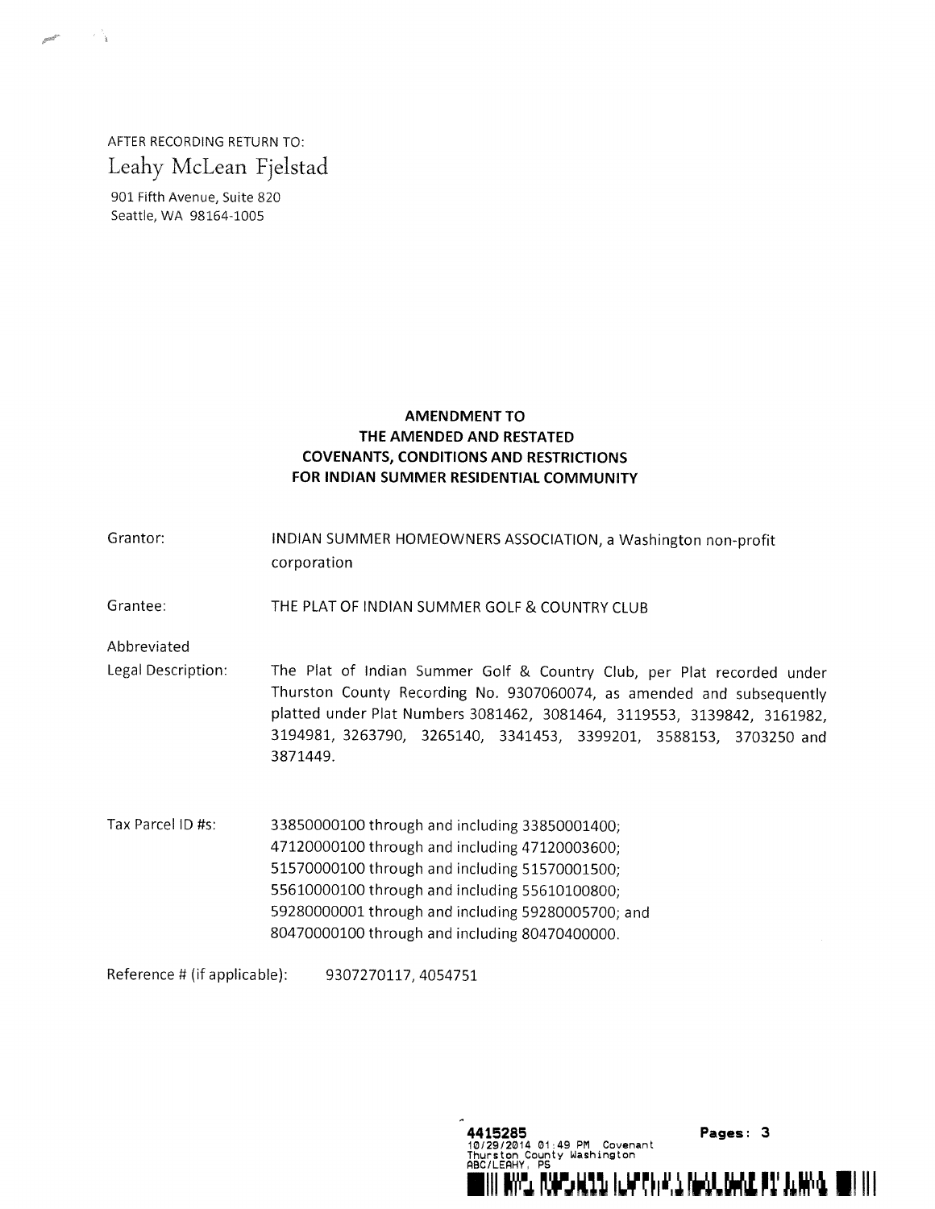AFTER RECORDING RETURN TO:

Leahy McLean Fjelstad

901 Fifth Avenue, Suite 820
Seattle, WA 98164-1005

**AMENDMENT TO
THE AMENDED AND RESTATED
COVENANTS, CONDITIONS AND RESTRICTIONS
FOR INDIAN SUMMER RESIDENTIAL COMMUNITY**

Grantor: INDIAN SUMMER HOMEOWNERS ASSOCIATION, a Washington non-profit corporation

Grantee: THE PLAT OF INDIAN SUMMER GOLF & COUNTRY CLUB

Abbreviated Legal Description: The Plat of Indian Summer Golf & Country Club, per Plat recorded under Thurston County Recording No. 9307060074, as amended and subsequently platted under Plat Numbers 3081462, 3081464, 3119553, 3139842, 3161982, 3194981, 3263790, 3265140, 3341453, 3399201, 3588153, 3703250 and 3871449.

Tax Parcel ID #s: 33850000100 through and including 33850001400;
47120000100 through and including 47120003600;
51570000100 through and including 51570001500;
55610000100 through and including 55610100800;
59280000001 through and including 59280005700; and
80470000100 through and including 80470400000.

Reference # (if applicable): 9307270117, 4054751

4415285 Pages: 3
10/29/2014 01:49 PM Covenant
Thurston County Washington
ABC/LEAHY, PS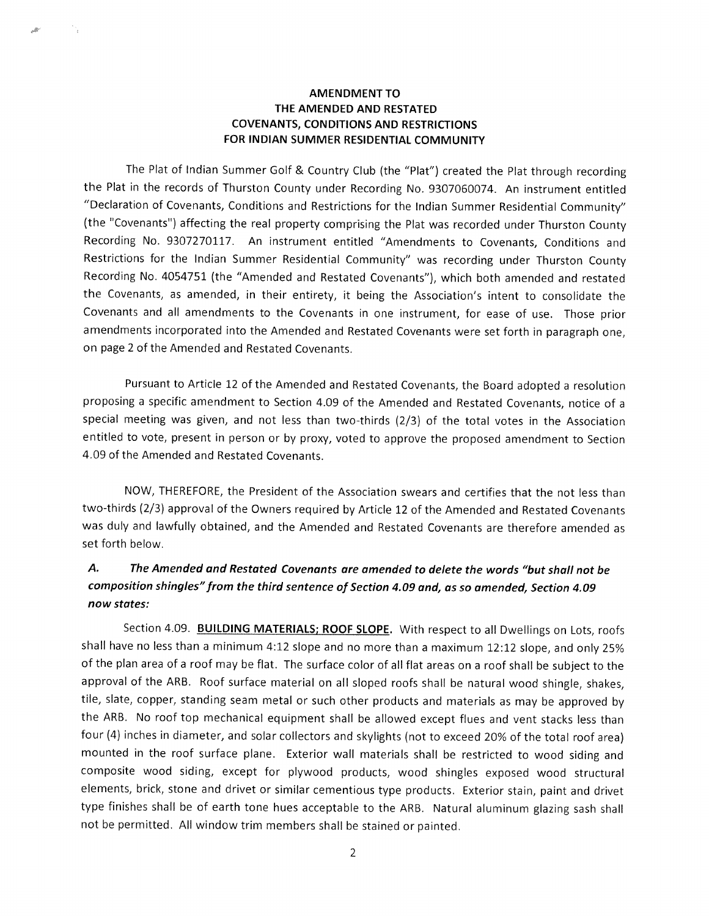# AMENDMENT TO THE AMENDED AND RESTATED COVENANTS, CONDITIONS AND RESTRICTIONS FOR INDIAN SUMMER RESIDENTIAL COMMUNITY

The Plat of Indian Summer Golf & Country Club (the "Plat") created the Plat through recording the Plat in the records of Thurston County under Recording No. 9307060074. An instrument entitled "Declaration of Covenants, Conditions and Restrictions for the Indian Summer Residential Community" (the "Covenants") affecting the real property comprising the Plat was recorded under Thurston County Recording No. 9307270117. An instrument entitled "Amendments to Covenants, Conditions and Restrictions for the Indian Summer Residential Community" was recording under Thurston County Recording No. 4054751 (the "Amended and Restated Covenants"), which both amended and restated the Covenants, as amended, in their entirety, it being the Association's intent to consolidate the Covenants and all amendments to the Covenants in one instrument, for ease of use. Those prior amendments incorporated into the Amended and Restated Covenants were set forth in paragraph one, on page 2 of the Amended and Restated Covenants.

Pursuant to Article 12 of the Amended and Restated Covenants, the Board adopted a resolution proposing a specific amendment to Section 4.09 of the Amended and Restated Covenants, notice of a special meeting was given, and not less than two-thirds (2/3) of the total votes in the Association entitled to vote, present in person or by proxy, voted to approve the proposed amendment to Section 4.09 of the Amended and Restated Covenants.

NOW, THEREFORE, the President of the Association swears and certifies that the not less than two-thirds (2/3) approval of the Owners required by Article 12 of the Amended and Restated Covenants was duly and lawfully obtained, and the Amended and Restated Covenants are therefore amended as set forth below.

***A. The Amended and Restated Covenants are amended to delete the words "but shall not be composition shingles" from the third sentence of Section 4.09 and, as so amended, Section 4.09 now states:***

Section 4.09. **BUILDING MATERIALS; ROOF SLOPE.** With respect to all Dwellings on Lots, roofs shall have no less than a minimum 4:12 slope and no more than a maximum 12:12 slope, and only 25% of the plan area of a roof may be flat. The surface color of all flat areas on a roof shall be subject to the approval of the ARB. Roof surface material on all sloped roofs shall be natural wood shingle, shakes, tile, slate, copper, standing seam metal or such other products and materials as may be approved by the ARB. No roof top mechanical equipment shall be allowed except flues and vent stacks less than four (4) inches in diameter, and solar collectors and skylights (not to exceed 20% of the total roof area) mounted in the roof surface plane. Exterior wall materials shall be restricted to wood siding and composite wood siding, except for plywood products, wood shingles exposed wood structural elements, brick, stone and drivet or similar cementious type products. Exterior stain, paint and drivet type finishes shall be of earth tone hues acceptable to the ARB. Natural aluminum glazing sash shall not be permitted. All window trim members shall be stained or painted.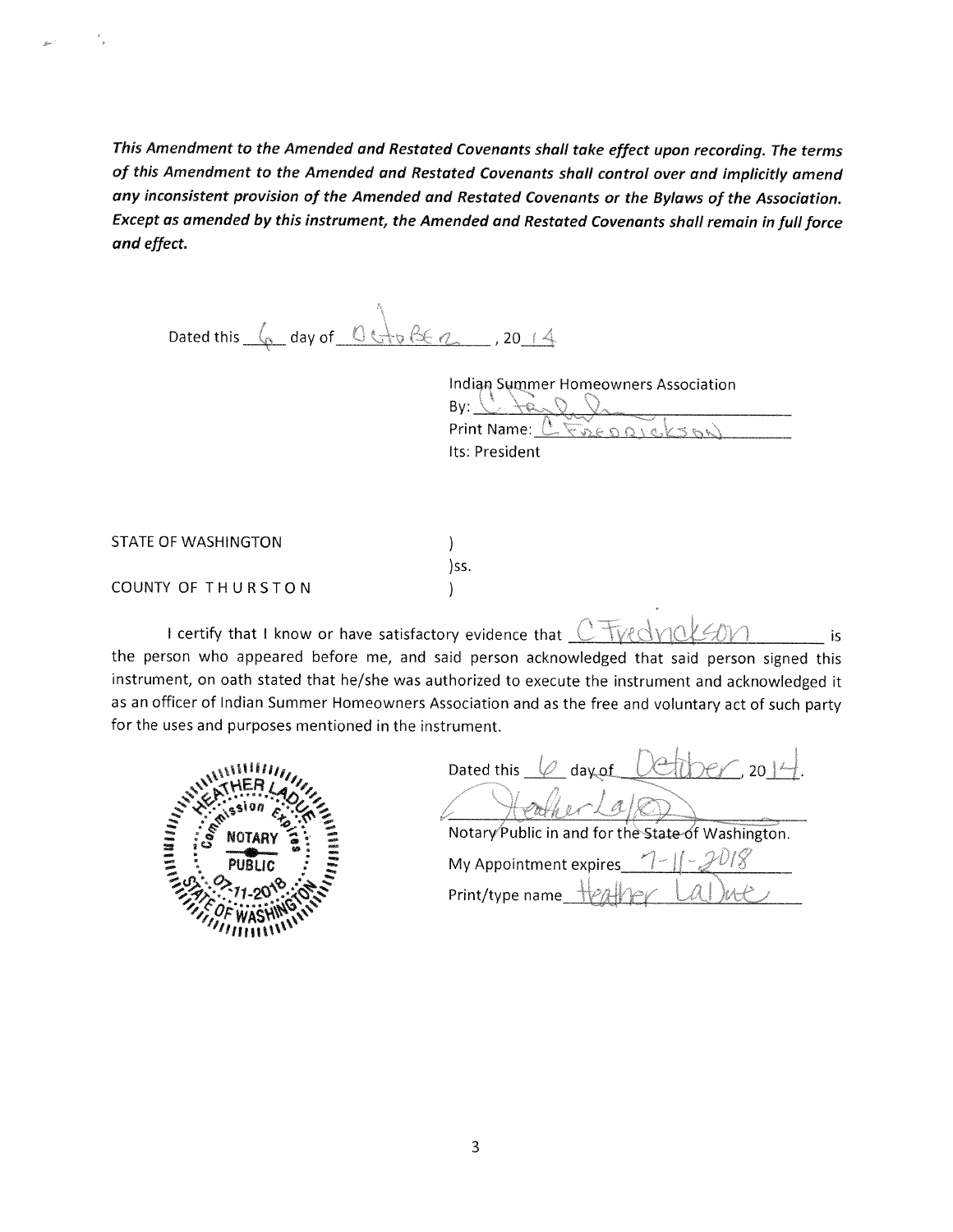***This Amendment to the Amended and Restated Covenants shall take effect upon recording. The terms of this Amendment to the Amended and Restated Covenants shall control over and implicitly amend any inconsistent provision of the Amended and Restated Covenants or the Bylaws of the Association. Except as amended by this instrument, the Amended and Restated Covenants shall remain in full force and effect.***

Dated this 6 day of October, 2014

Indian Summer Homeowners Association
By: ______________________
Print Name: C Fredrickson
Its: President

STATE OF WASHINGTON )
)ss.
COUNTY OF THURSTON )

I certify that I know or have satisfactory evidence that C Fredrickson is the person who appeared before me, and said person acknowledged that said person signed this instrument, on oath stated that he/she was authorized to execute the instrument and acknowledged it as an officer of Indian Summer Homeowners Association and as the free and voluntary act of such party for the uses and purposes mentioned in the instrument.

HEATHER LADUE
NOTARY PUBLIC
STATE OF WASHINGTON
Commission Expires 07-11-2018

Dated this 6 day of October, 2014.

______________________
Notary Public in and for the State of Washington.
My Appointment expires 7-11-2018
Print/type name Heather LaDue